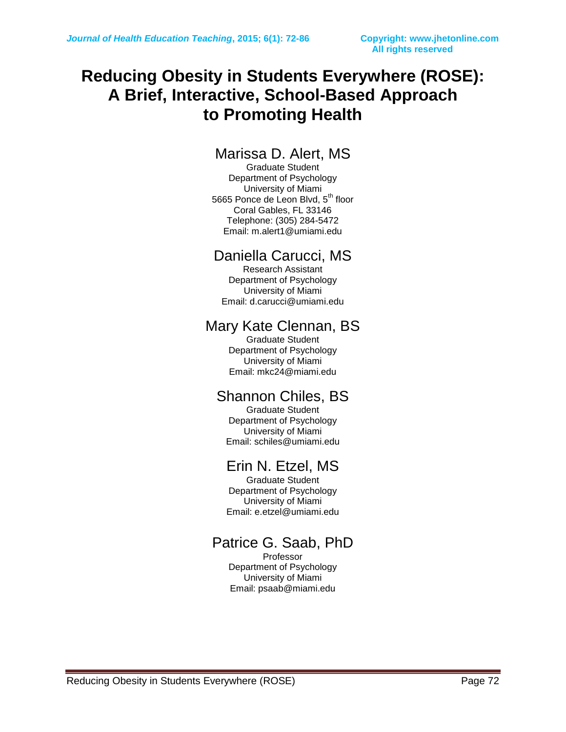# Reducing Obesity in Students Everywhere (ROSE): A Brief, Interactive, School-Based Approach to Promoting Health

## Marissa D. Alert, MS

Graduate Student
Department of Psychology
University of Miami
5665 Ponce de Leon Blvd, 5th floor
Coral Gables, FL 33146
Telephone: (305) 284-5472
Email: m.alert1@umiami.edu

## Daniella Carucci, MS

Research Assistant
Department of Psychology
University of Miami
Email: d.carucci@umiami.edu

## Mary Kate Clennan, BS

Graduate Student
Department of Psychology
University of Miami
Email: mkc24@miami.edu

## Shannon Chiles, BS

Graduate Student
Department of Psychology
University of Miami
Email: schiles@umiami.edu

## Erin N. Etzel, MS

Graduate Student
Department of Psychology
University of Miami
Email: e.etzel@umiami.edu

## Patrice G. Saab, PhD

Professor
Department of Psychology
University of Miami
Email: psaab@miami.edu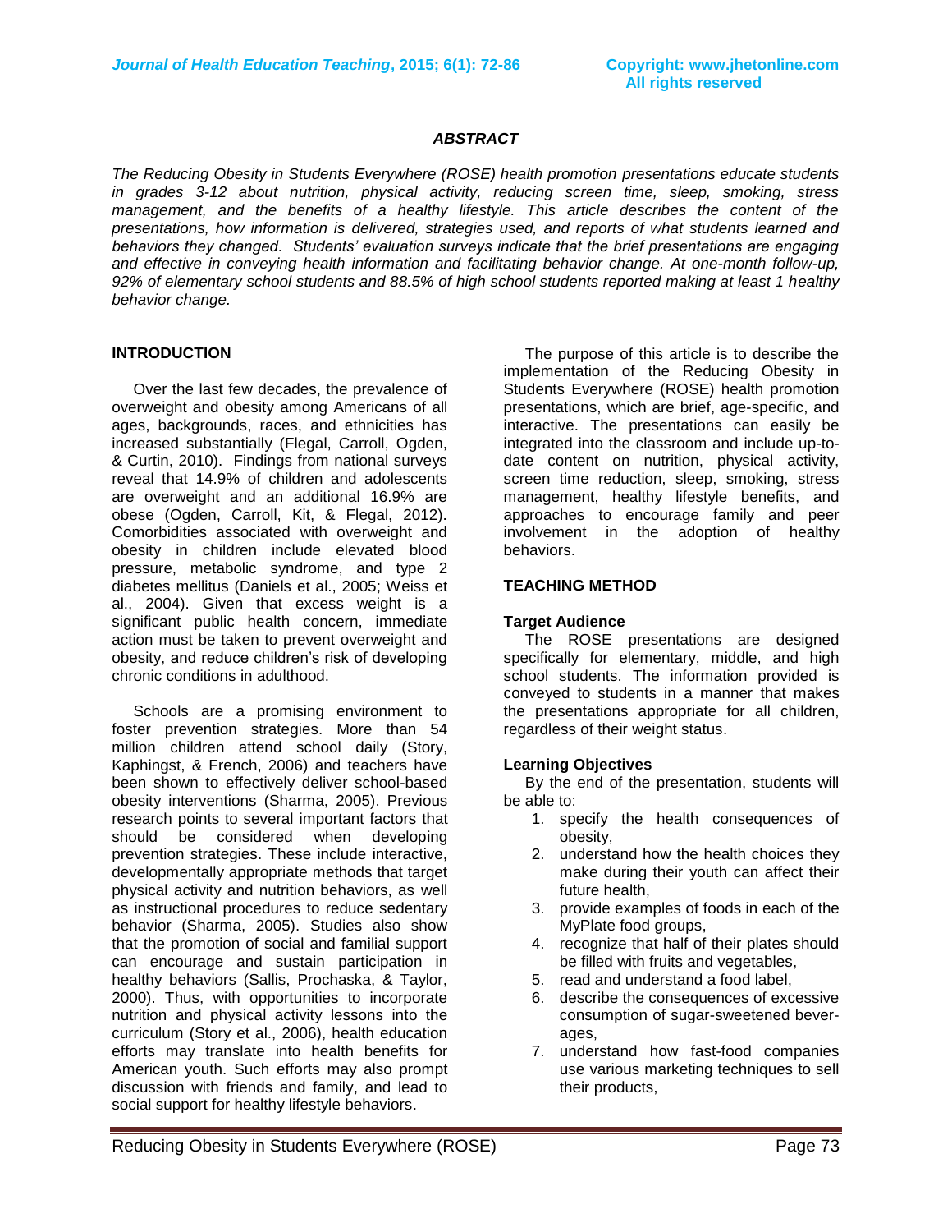## ABSTRACT

*The Reducing Obesity in Students Everywhere (ROSE) health promotion presentations educate students in grades 3-12 about nutrition, physical activity, reducing screen time, sleep, smoking, stress management, and the benefits of a healthy lifestyle. This article describes the content of the presentations, how information is delivered, strategies used, and reports of what students learned and behaviors they changed. Students' evaluation surveys indicate that the brief presentations are engaging and effective in conveying health information and facilitating behavior change. At one-month follow-up, 92% of elementary school students and 88.5% of high school students reported making at least 1 healthy behavior change.*

## INTRODUCTION

Over the last few decades, the prevalence of overweight and obesity among Americans of all ages, backgrounds, races, and ethnicities has increased substantially (Flegal, Carroll, Ogden, & Curtin, 2010). Findings from national surveys reveal that 14.9% of children and adolescents are overweight and an additional 16.9% are obese (Ogden, Carroll, Kit, & Flegal, 2012). Comorbidities associated with overweight and obesity in children include elevated blood pressure, metabolic syndrome, and type 2 diabetes mellitus (Daniels et al., 2005; Weiss et al., 2004). Given that excess weight is a significant public health concern, immediate action must be taken to prevent overweight and obesity, and reduce children's risk of developing chronic conditions in adulthood.

Schools are a promising environment to foster prevention strategies. More than 54 million children attend school daily (Story, Kaphingst, & French, 2006) and teachers have been shown to effectively deliver school-based obesity interventions (Sharma, 2005). Previous research points to several important factors that should be considered when developing prevention strategies. These include interactive, developmentally appropriate methods that target physical activity and nutrition behaviors, as well as instructional procedures to reduce sedentary behavior (Sharma, 2005). Studies also show that the promotion of social and familial support can encourage and sustain participation in healthy behaviors (Sallis, Prochaska, & Taylor, 2000). Thus, with opportunities to incorporate nutrition and physical activity lessons into the curriculum (Story et al., 2006), health education efforts may translate into health benefits for American youth. Such efforts may also prompt discussion with friends and family, and lead to social support for healthy lifestyle behaviors.

The purpose of this article is to describe the implementation of the Reducing Obesity in Students Everywhere (ROSE) health promotion presentations, which are brief, age-specific, and interactive. The presentations can easily be integrated into the classroom and include up-to-date content on nutrition, physical activity, screen time reduction, sleep, smoking, stress management, healthy lifestyle benefits, and approaches to encourage family and peer involvement in the adoption of healthy behaviors.

## TEACHING METHOD

### Target Audience

The ROSE presentations are designed specifically for elementary, middle, and high school students. The information provided is conveyed to students in a manner that makes the presentations appropriate for all children, regardless of their weight status.

### Learning Objectives

By the end of the presentation, students will be able to:

1. specify the health consequences of obesity,
2. understand how the health choices they make during their youth can affect their future health,
3. provide examples of foods in each of the MyPlate food groups,
4. recognize that half of their plates should be filled with fruits and vegetables,
5. read and understand a food label,
6. describe the consequences of excessive consumption of sugar-sweetened beverages,
7. understand how fast-food companies use various marketing techniques to sell their products,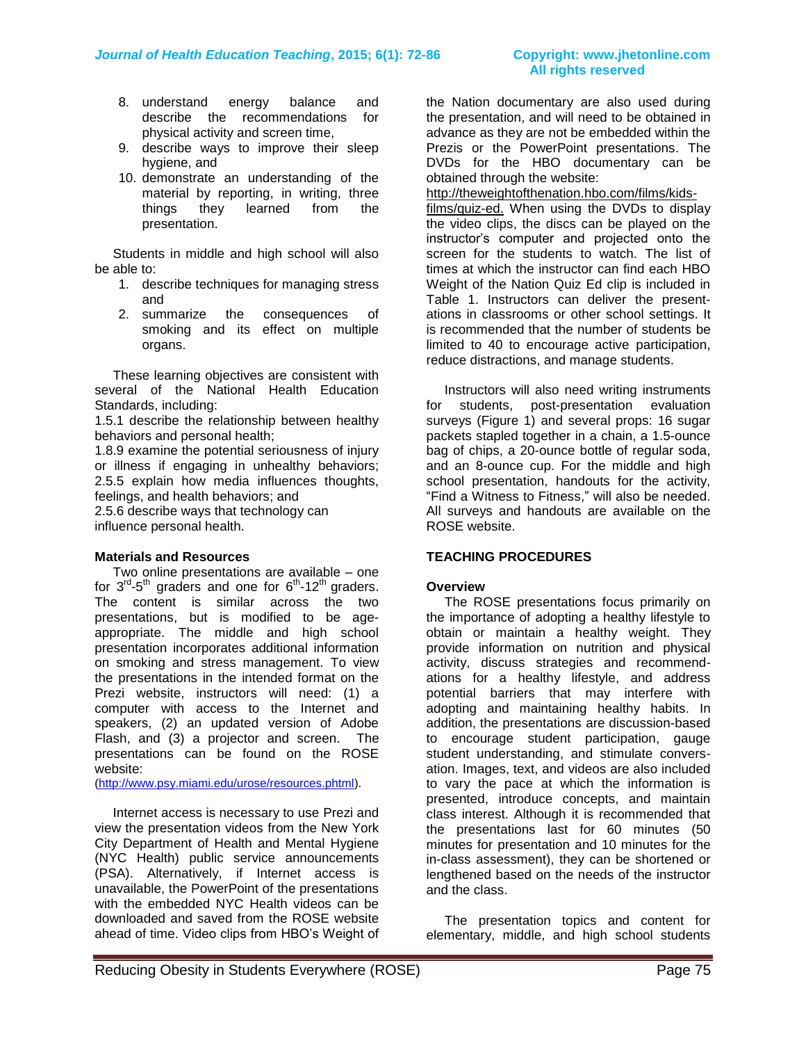8. understand energy balance and describe the recommendations for physical activity and screen time,
9. describe ways to improve their sleep hygiene, and
10. demonstrate an understanding of the material by reporting, in writing, three things they learned from the presentation.

Students in middle and high school will also be able to:

1. describe techniques for managing stress and
2. summarize the consequences of smoking and its effect on multiple organs.

These learning objectives are consistent with several of the National Health Education Standards, including:
1.5.1 describe the relationship between healthy behaviors and personal health;
1.8.9 examine the potential seriousness of injury or illness if engaging in unhealthy behaviors;
2.5.5 explain how media influences thoughts, feelings, and health behaviors; and
2.5.6 describe ways that technology can influence personal health.

**Materials and Resources**

Two online presentations are available – one for 3rd-5th graders and one for 6th-12th graders. The content is similar across the two presentations, but is modified to be age-appropriate. The middle and high school presentation incorporates additional information on smoking and stress management. To view the presentations in the intended format on the Prezi website, instructors will need: (1) a computer with access to the Internet and speakers, (2) an updated version of Adobe Flash, and (3) a projector and screen. The presentations can be found on the ROSE website:
(http://www.psy.miami.edu/urose/resources.phtml).

Internet access is necessary to use Prezi and view the presentation videos from the New York City Department of Health and Mental Hygiene (NYC Health) public service announcements (PSA). Alternatively, if Internet access is unavailable, the PowerPoint of the presentations with the embedded NYC Health videos can be downloaded and saved from the ROSE website ahead of time. Video clips from HBO's Weight of the Nation documentary are also used during the presentation, and will need to be obtained in advance as they are not be embedded within the Prezis or the PowerPoint presentations. The DVDs for the HBO documentary can be obtained through the website:
http://theweightofthenation.hbo.com/films/kids-films/quiz-ed. When using the DVDs to display the video clips, the discs can be played on the instructor's computer and projected onto the screen for the students to watch. The list of times at which the instructor can find each HBO Weight of the Nation Quiz Ed clip is included in Table 1. Instructors can deliver the presentations in classrooms or other school settings. It is recommended that the number of students be limited to 40 to encourage active participation, reduce distractions, and manage students.

Instructors will also need writing instruments for students, post-presentation evaluation surveys (Figure 1) and several props: 16 sugar packets stapled together in a chain, a 1.5-ounce bag of chips, a 20-ounce bottle of regular soda, and an 8-ounce cup. For the middle and high school presentation, handouts for the activity, "Find a Witness to Fitness," will also be needed. All surveys and handouts are available on the ROSE website.

## TEACHING PROCEDURES

**Overview**

The ROSE presentations focus primarily on the importance of adopting a healthy lifestyle to obtain or maintain a healthy weight. They provide information on nutrition and physical activity, discuss strategies and recommendations for a healthy lifestyle, and address potential barriers that may interfere with adopting and maintaining healthy habits. In addition, the presentations are discussion-based to encourage student participation, gauge student understanding, and stimulate conversation. Images, text, and videos are also included to vary the pace at which the information is presented, introduce concepts, and maintain class interest. Although it is recommended that the presentations last for 60 minutes (50 minutes for presentation and 10 minutes for the in-class assessment), they can be shortened or lengthened based on the needs of the instructor and the class.

The presentation topics and content for elementary, middle, and high school students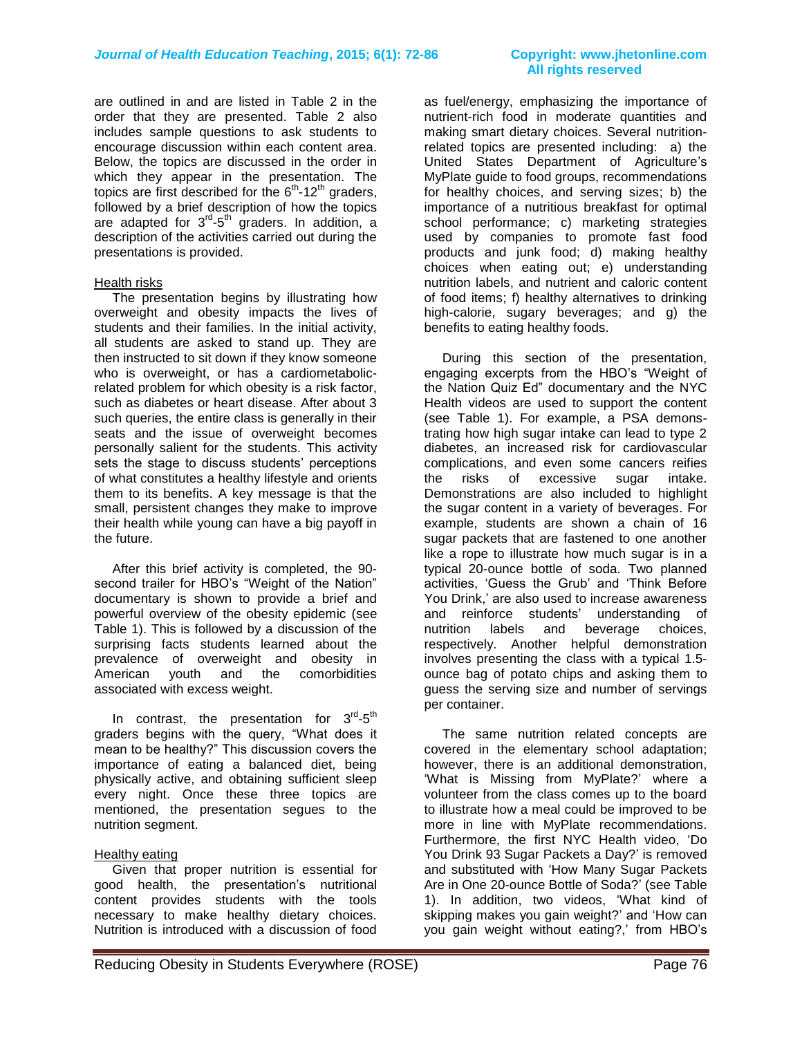are outlined in and are listed in Table 2 in the order that they are presented. Table 2 also includes sample questions to ask students to encourage discussion within each content area. Below, the topics are discussed in the order in which they appear in the presentation. The topics are first described for the 6th-12th graders, followed by a brief description of how the topics are adapted for 3rd-5th graders. In addition, a description of the activities carried out during the presentations is provided.

### Health risks

The presentation begins by illustrating how overweight and obesity impacts the lives of students and their families. In the initial activity, all students are asked to stand up. They are then instructed to sit down if they know someone who is overweight, or has a cardiometabolic-related problem for which obesity is a risk factor, such as diabetes or heart disease. After about 3 such queries, the entire class is generally in their seats and the issue of overweight becomes personally salient for the students. This activity sets the stage to discuss students' perceptions of what constitutes a healthy lifestyle and orients them to its benefits. A key message is that the small, persistent changes they make to improve their health while young can have a big payoff in the future.

After this brief activity is completed, the 90-second trailer for HBO's "Weight of the Nation" documentary is shown to provide a brief and powerful overview of the obesity epidemic (see Table 1). This is followed by a discussion of the surprising facts students learned about the prevalence of overweight and obesity in American youth and the comorbidities associated with excess weight.

In contrast, the presentation for 3rd-5th graders begins with the query, "What does it mean to be healthy?" This discussion covers the importance of eating a balanced diet, being physically active, and obtaining sufficient sleep every night. Once these three topics are mentioned, the presentation segues to the nutrition segment.

### Healthy eating

Given that proper nutrition is essential for good health, the presentation's nutritional content provides students with the tools necessary to make healthy dietary choices. Nutrition is introduced with a discussion of food as fuel/energy, emphasizing the importance of nutrient-rich food in moderate quantities and making smart dietary choices. Several nutrition-related topics are presented including: a) the United States Department of Agriculture's MyPlate guide to food groups, recommendations for healthy choices, and serving sizes; b) the importance of a nutritious breakfast for optimal school performance; c) marketing strategies used by companies to promote fast food products and junk food; d) making healthy choices when eating out; e) understanding nutrition labels, and nutrient and caloric content of food items; f) healthy alternatives to drinking high-calorie, sugary beverages; and g) the benefits to eating healthy foods.

During this section of the presentation, engaging excerpts from the HBO's "Weight of the Nation Quiz Ed" documentary and the NYC Health videos are used to support the content (see Table 1). For example, a PSA demonstrating how high sugar intake can lead to type 2 diabetes, an increased risk for cardiovascular complications, and even some cancers reifies the risks of excessive sugar intake. Demonstrations are also included to highlight the sugar content in a variety of beverages. For example, students are shown a chain of 16 sugar packets that are fastened to one another like a rope to illustrate how much sugar is in a typical 20-ounce bottle of soda. Two planned activities, 'Guess the Grub' and 'Think Before You Drink,' are also used to increase awareness and reinforce students' understanding of nutrition labels and beverage choices, respectively. Another helpful demonstration involves presenting the class with a typical 1.5-ounce bag of potato chips and asking them to guess the serving size and number of servings per container.

The same nutrition related concepts are covered in the elementary school adaptation; however, there is an additional demonstration, 'What is Missing from MyPlate?' where a volunteer from the class comes up to the board to illustrate how a meal could be improved to be more in line with MyPlate recommendations. Furthermore, the first NYC Health video, 'Do You Drink 93 Sugar Packets a Day?' is removed and substituted with 'How Many Sugar Packets Are in One 20-ounce Bottle of Soda?' (see Table 1). In addition, two videos, 'What kind of skipping makes you gain weight?' and 'How can you gain weight without eating?,' from HBO's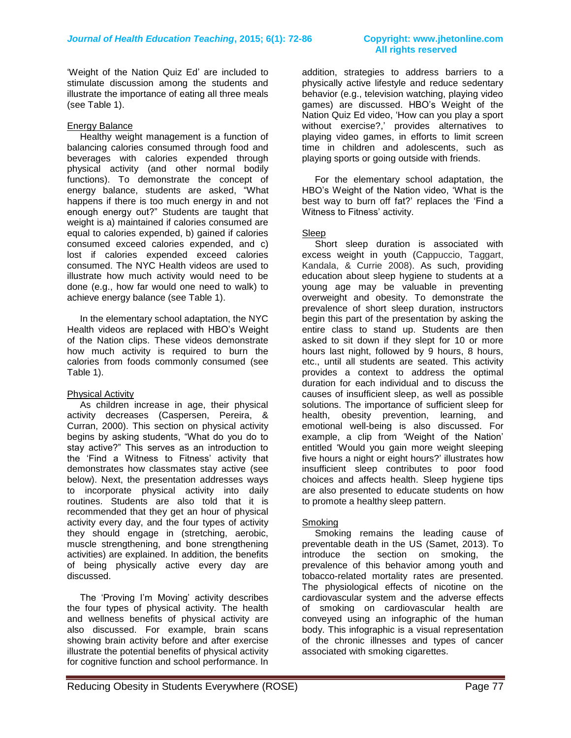'Weight of the Nation Quiz Ed' are included to stimulate discussion among the students and illustrate the importance of eating all three meals (see Table 1).

Energy Balance

Healthy weight management is a function of balancing calories consumed through food and beverages with calories expended through physical activity (and other normal bodily functions). To demonstrate the concept of energy balance, students are asked, "What happens if there is too much energy in and not enough energy out?" Students are taught that weight is a) maintained if calories consumed are equal to calories expended, b) gained if calories consumed exceed calories expended, and c) lost if calories expended exceed calories consumed. The NYC Health videos are used to illustrate how much activity would need to be done (e.g., how far would one need to walk) to achieve energy balance (see Table 1).

In the elementary school adaptation, the NYC Health videos are replaced with HBO's Weight of the Nation clips. These videos demonstrate how much activity is required to burn the calories from foods commonly consumed (see Table 1).

Physical Activity

As children increase in age, their physical activity decreases (Caspersen, Pereira, & Curran, 2000). This section on physical activity begins by asking students, "What do you do to stay active?" This serves as an introduction to the 'Find a Witness to Fitness' activity that demonstrates how classmates stay active (see below). Next, the presentation addresses ways to incorporate physical activity into daily routines. Students are also told that it is recommended that they get an hour of physical activity every day, and the four types of activity they should engage in (stretching, aerobic, muscle strengthening, and bone strengthening activities) are explained. In addition, the benefits of being physically active every day are discussed.

The 'Proving I'm Moving' activity describes the four types of physical activity. The health and wellness benefits of physical activity are also discussed. For example, brain scans showing brain activity before and after exercise illustrate the potential benefits of physical activity for cognitive function and school performance. In addition, strategies to address barriers to a physically active lifestyle and reduce sedentary behavior (e.g., television watching, playing video games) are discussed. HBO's Weight of the Nation Quiz Ed video, 'How can you play a sport without exercise?,' provides alternatives to playing video games, in efforts to limit screen time in children and adolescents, such as playing sports or going outside with friends.

For the elementary school adaptation, the HBO's Weight of the Nation video, 'What is the best way to burn off fat?' replaces the 'Find a Witness to Fitness' activity.

Sleep

Short sleep duration is associated with excess weight in youth (Cappuccio, Taggart, Kandala, & Currie 2008). As such, providing education about sleep hygiene to students at a young age may be valuable in preventing overweight and obesity. To demonstrate the prevalence of short sleep duration, instructors begin this part of the presentation by asking the entire class to stand up. Students are then asked to sit down if they slept for 10 or more hours last night, followed by 9 hours, 8 hours, etc., until all students are seated. This activity provides a context to address the optimal duration for each individual and to discuss the causes of insufficient sleep, as well as possible solutions. The importance of sufficient sleep for health, obesity prevention, learning, and emotional well-being is also discussed. For example, a clip from 'Weight of the Nation' entitled 'Would you gain more weight sleeping five hours a night or eight hours?' illustrates how insufficient sleep contributes to poor food choices and affects health. Sleep hygiene tips are also presented to educate students on how to promote a healthy sleep pattern.

Smoking

Smoking remains the leading cause of preventable death in the US (Samet, 2013). To introduce the section on smoking, the prevalence of this behavior among youth and tobacco-related mortality rates are presented. The physiological effects of nicotine on the cardiovascular system and the adverse effects of smoking on cardiovascular health are conveyed using an infographic of the human body. This infographic is a visual representation of the chronic illnesses and types of cancer associated with smoking cigarettes.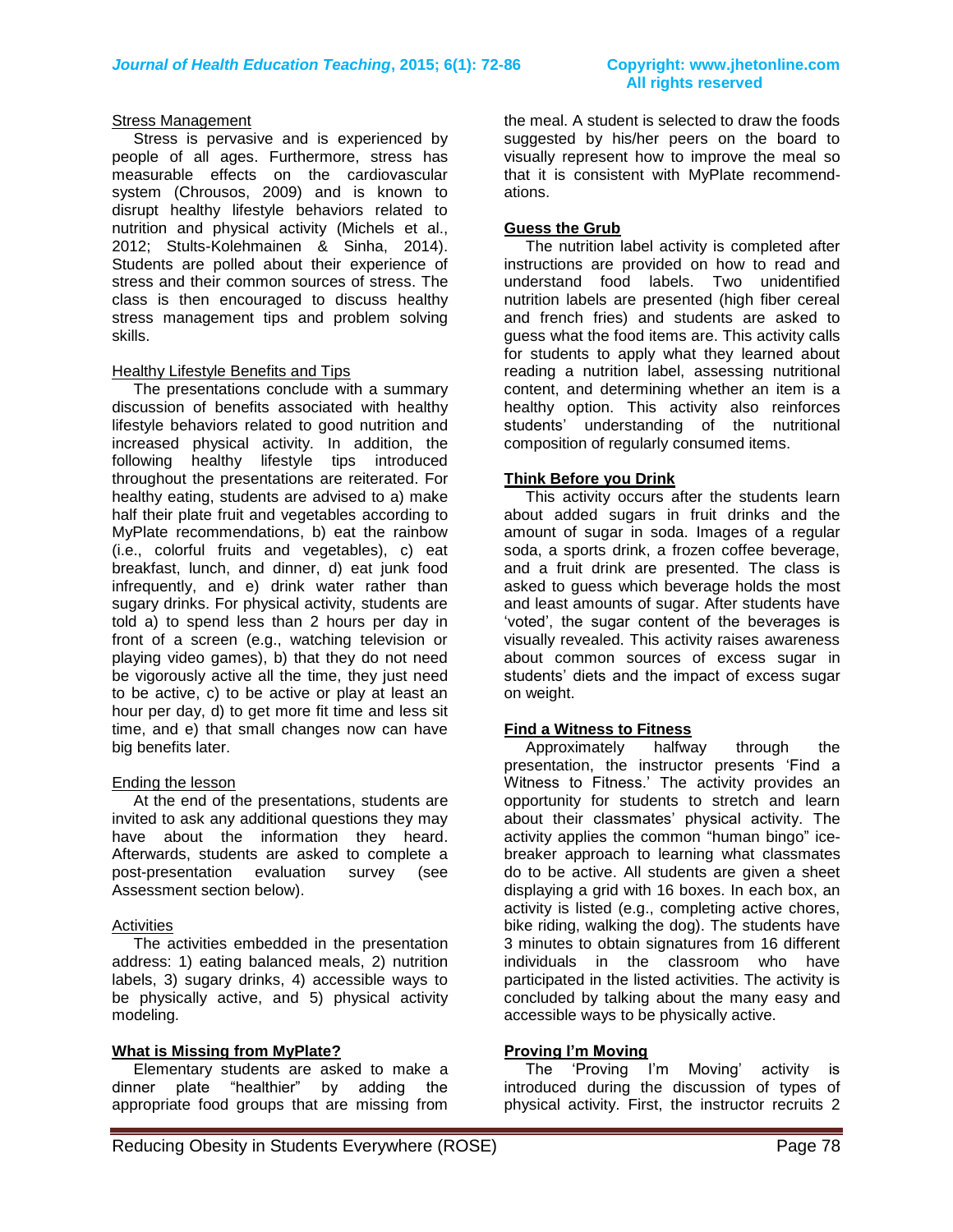### Stress Management

Stress is pervasive and is experienced by people of all ages. Furthermore, stress has measurable effects on the cardiovascular system (Chrousos, 2009) and is known to disrupt healthy lifestyle behaviors related to nutrition and physical activity (Michels et al., 2012; Stults-Kolehmainen & Sinha, 2014). Students are polled about their experience of stress and their common sources of stress. The class is then encouraged to discuss healthy stress management tips and problem solving skills.

### Healthy Lifestyle Benefits and Tips

The presentations conclude with a summary discussion of benefits associated with healthy lifestyle behaviors related to good nutrition and increased physical activity. In addition, the following healthy lifestyle tips introduced throughout the presentations are reiterated. For healthy eating, students are advised to a) make half their plate fruit and vegetables according to MyPlate recommendations, b) eat the rainbow (i.e., colorful fruits and vegetables), c) eat breakfast, lunch, and dinner, d) eat junk food infrequently, and e) drink water rather than sugary drinks. For physical activity, students are told a) to spend less than 2 hours per day in front of a screen (e.g., watching television or playing video games), b) that they do not need be vigorously active all the time, they just need to be active, c) to be active or play at least an hour per day, d) to get more fit time and less sit time, and e) that small changes now can have big benefits later.

### Ending the lesson

At the end of the presentations, students are invited to ask any additional questions they may have about the information they heard. Afterwards, students are asked to complete a post-presentation evaluation survey (see Assessment section below).

### Activities

The activities embedded in the presentation address: 1) eating balanced meals, 2) nutrition labels, 3) sugary drinks, 4) accessible ways to be physically active, and 5) physical activity modeling.

#### What is Missing from MyPlate?

Elementary students are asked to make a dinner plate "healthier" by adding the appropriate food groups that are missing from the meal. A student is selected to draw the foods suggested by his/her peers on the board to visually represent how to improve the meal so that it is consistent with MyPlate recommendations.

#### Guess the Grub

The nutrition label activity is completed after instructions are provided on how to read and understand food labels. Two unidentified nutrition labels are presented (high fiber cereal and french fries) and students are asked to guess what the food items are. This activity calls for students to apply what they learned about reading a nutrition label, assessing nutritional content, and determining whether an item is a healthy option. This activity also reinforces students' understanding of the nutritional composition of regularly consumed items.

#### Think Before you Drink

This activity occurs after the students learn about added sugars in fruit drinks and the amount of sugar in soda. Images of a regular soda, a sports drink, a frozen coffee beverage, and a fruit drink are presented. The class is asked to guess which beverage holds the most and least amounts of sugar. After students have 'voted', the sugar content of the beverages is visually revealed. This activity raises awareness about common sources of excess sugar in students' diets and the impact of excess sugar on weight.

#### Find a Witness to Fitness

Approximately halfway through the presentation, the instructor presents 'Find a Witness to Fitness.' The activity provides an opportunity for students to stretch and learn about their classmates' physical activity. The activity applies the common "human bingo" ice-breaker approach to learning what classmates do to be active. All students are given a sheet displaying a grid with 16 boxes. In each box, an activity is listed (e.g., completing active chores, bike riding, walking the dog). The students have 3 minutes to obtain signatures from 16 different individuals in the classroom who have participated in the listed activities. The activity is concluded by talking about the many easy and accessible ways to be physically active.

#### Proving I'm Moving

The 'Proving I'm Moving' activity is introduced during the discussion of types of physical activity. First, the instructor recruits 2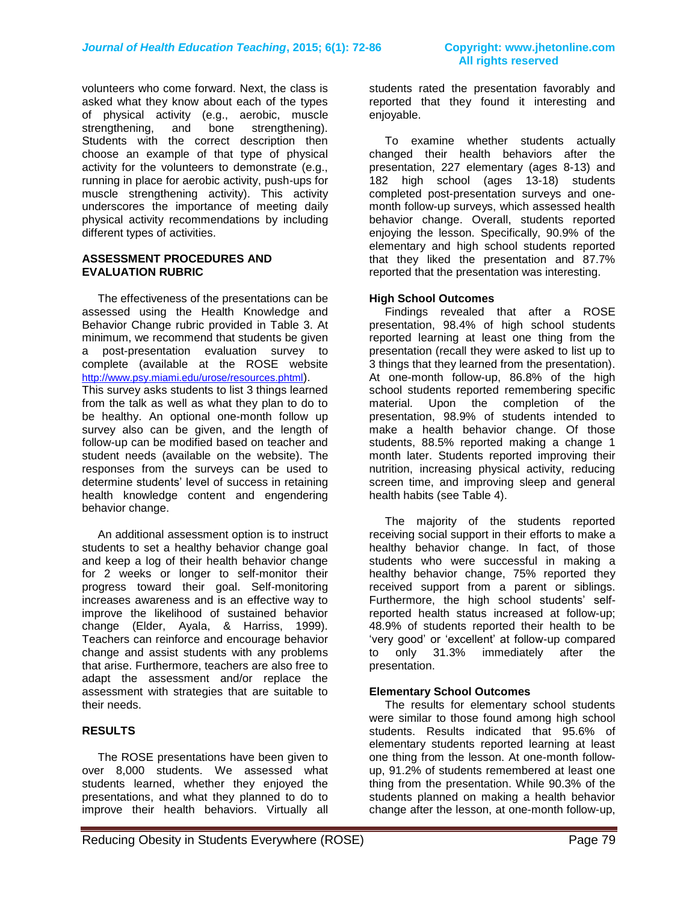volunteers who come forward. Next, the class is asked what they know about each of the types of physical activity (e.g., aerobic, muscle strengthening, and bone strengthening). Students with the correct description then choose an example of that type of physical activity for the volunteers to demonstrate (e.g., running in place for aerobic activity, push-ups for muscle strengthening activity). This activity underscores the importance of meeting daily physical activity recommendations by including different types of activities.

## ASSESSMENT PROCEDURES AND EVALUATION RUBRIC

The effectiveness of the presentations can be assessed using the Health Knowledge and Behavior Change rubric provided in Table 3. At minimum, we recommend that students be given a post-presentation evaluation survey to complete (available at the ROSE website http://www.psy.miami.edu/urose/resources.phtml). This survey asks students to list 3 things learned from the talk as well as what they plan to do to be healthy. An optional one-month follow up survey also can be given, and the length of follow-up can be modified based on teacher and student needs (available on the website). The responses from the surveys can be used to determine students' level of success in retaining health knowledge content and engendering behavior change.

An additional assessment option is to instruct students to set a healthy behavior change goal and keep a log of their health behavior change for 2 weeks or longer to self-monitor their progress toward their goal. Self-monitoring increases awareness and is an effective way to improve the likelihood of sustained behavior change (Elder, Ayala, & Harriss, 1999). Teachers can reinforce and encourage behavior change and assist students with any problems that arise. Furthermore, teachers are also free to adapt the assessment and/or replace the assessment with strategies that are suitable to their needs.

## RESULTS

The ROSE presentations have been given to over 8,000 students. We assessed what students learned, whether they enjoyed the presentations, and what they planned to do to improve their health behaviors. Virtually all students rated the presentation favorably and reported that they found it interesting and enjoyable.

To examine whether students actually changed their health behaviors after the presentation, 227 elementary (ages 8-13) and 182 high school (ages 13-18) students completed post-presentation surveys and one-month follow-up surveys, which assessed health behavior change. Overall, students reported enjoying the lesson. Specifically, 90.9% of the elementary and high school students reported that they liked the presentation and 87.7% reported that the presentation was interesting.

### High School Outcomes

Findings revealed that after a ROSE presentation, 98.4% of high school students reported learning at least one thing from the presentation (recall they were asked to list up to 3 things that they learned from the presentation). At one-month follow-up, 86.8% of the high school students reported remembering specific material. Upon the completion of the presentation, 98.9% of students intended to make a health behavior change. Of those students, 88.5% reported making a change 1 month later. Students reported improving their nutrition, increasing physical activity, reducing screen time, and improving sleep and general health habits (see Table 4).

The majority of the students reported receiving social support in their efforts to make a healthy behavior change. In fact, of those students who were successful in making a healthy behavior change, 75% reported they received support from a parent or siblings. Furthermore, the high school students' self-reported health status increased at follow-up; 48.9% of students reported their health to be 'very good' or 'excellent' at follow-up compared to only 31.3% immediately after the presentation.

### Elementary School Outcomes

The results for elementary school students were similar to those found among high school students. Results indicated that 95.6% of elementary students reported learning at least one thing from the lesson. At one-month follow-up, 91.2% of students remembered at least one thing from the presentation. While 90.3% of the students planned on making a health behavior change after the lesson, at one-month follow-up,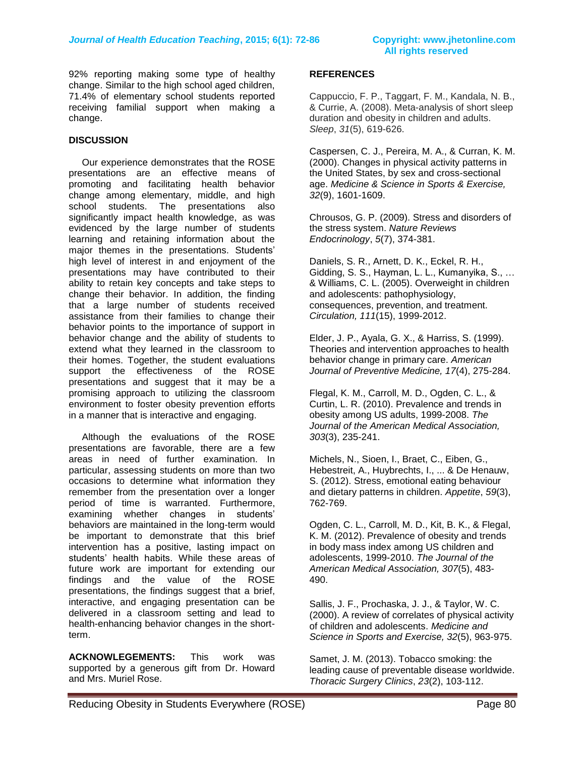92% reporting making some type of healthy change. Similar to the high school aged children, 71.4% of elementary school students reported receiving familial support when making a change.

## DISCUSSION

Our experience demonstrates that the ROSE presentations are an effective means of promoting and facilitating health behavior change among elementary, middle, and high school students. The presentations also significantly impact health knowledge, as was evidenced by the large number of students learning and retaining information about the major themes in the presentations. Students' high level of interest in and enjoyment of the presentations may have contributed to their ability to retain key concepts and take steps to change their behavior. In addition, the finding that a large number of students received assistance from their families to change their behavior points to the importance of support in behavior change and the ability of students to extend what they learned in the classroom to their homes. Together, the student evaluations support the effectiveness of the ROSE presentations and suggest that it may be a promising approach to utilizing the classroom environment to foster obesity prevention efforts in a manner that is interactive and engaging.

Although the evaluations of the ROSE presentations are favorable, there are a few areas in need of further examination. In particular, assessing students on more than two occasions to determine what information they remember from the presentation over a longer period of time is warranted. Furthermore, examining whether changes in students' behaviors are maintained in the long-term would be important to demonstrate that this brief intervention has a positive, lasting impact on students' health habits. While these areas of future work are important for extending our findings and the value of the ROSE presentations, the findings suggest that a brief, interactive, and engaging presentation can be delivered in a classroom setting and lead to health-enhancing behavior changes in the short-term.

**ACKNOWLEGEMENTS:** This work was supported by a generous gift from Dr. Howard and Mrs. Muriel Rose.

## REFERENCES

Cappuccio, F. P., Taggart, F. M., Kandala, N. B., & Currie, A. (2008). Meta-analysis of short sleep duration and obesity in children and adults. *Sleep*, *31*(5), 619-626.

Caspersen, C. J., Pereira, M. A., & Curran, K. M. (2000). Changes in physical activity patterns in the United States, by sex and cross-sectional age. *Medicine & Science in Sports & Exercise, 32*(9), 1601-1609.

Chrousos, G. P. (2009). Stress and disorders of the stress system. *Nature Reviews Endocrinology*, *5*(7), 374-381.

Daniels, S. R., Arnett, D. K., Eckel, R. H., Gidding, S. S., Hayman, L. L., Kumanyika, S., … & Williams, C. L. (2005). Overweight in children and adolescents: pathophysiology, consequences, prevention, and treatment. *Circulation, 111*(15), 1999-2012.

Elder, J. P., Ayala, G. X., & Harriss, S. (1999). Theories and intervention approaches to health behavior change in primary care. *American Journal of Preventive Medicine, 17*(4), 275-284.

Flegal, K. M., Carroll, M. D., Ogden, C. L., & Curtin, L. R. (2010). Prevalence and trends in obesity among US adults, 1999-2008. *The Journal of the American Medical Association, 303*(3), 235-241.

Michels, N., Sioen, I., Braet, C., Eiben, G., Hebestreit, A., Huybrechts, I., ... & De Henauw, S. (2012). Stress, emotional eating behaviour and dietary patterns in children. *Appetite*, *59*(3), 762-769.

Ogden, C. L., Carroll, M. D., Kit, B. K., & Flegal, K. M. (2012). Prevalence of obesity and trends in body mass index among US children and adolescents, 1999-2010. *The Journal of the American Medical Association, 307*(5), 483-490.

Sallis, J. F., Prochaska, J. J., & Taylor, W. C. (2000). A review of correlates of physical activity of children and adolescents. *Medicine and Science in Sports and Exercise, 32*(5), 963-975.

Samet, J. M. (2013). Tobacco smoking: the leading cause of preventable disease worldwide. *Thoracic Surgery Clinics*, *23*(2), 103-112.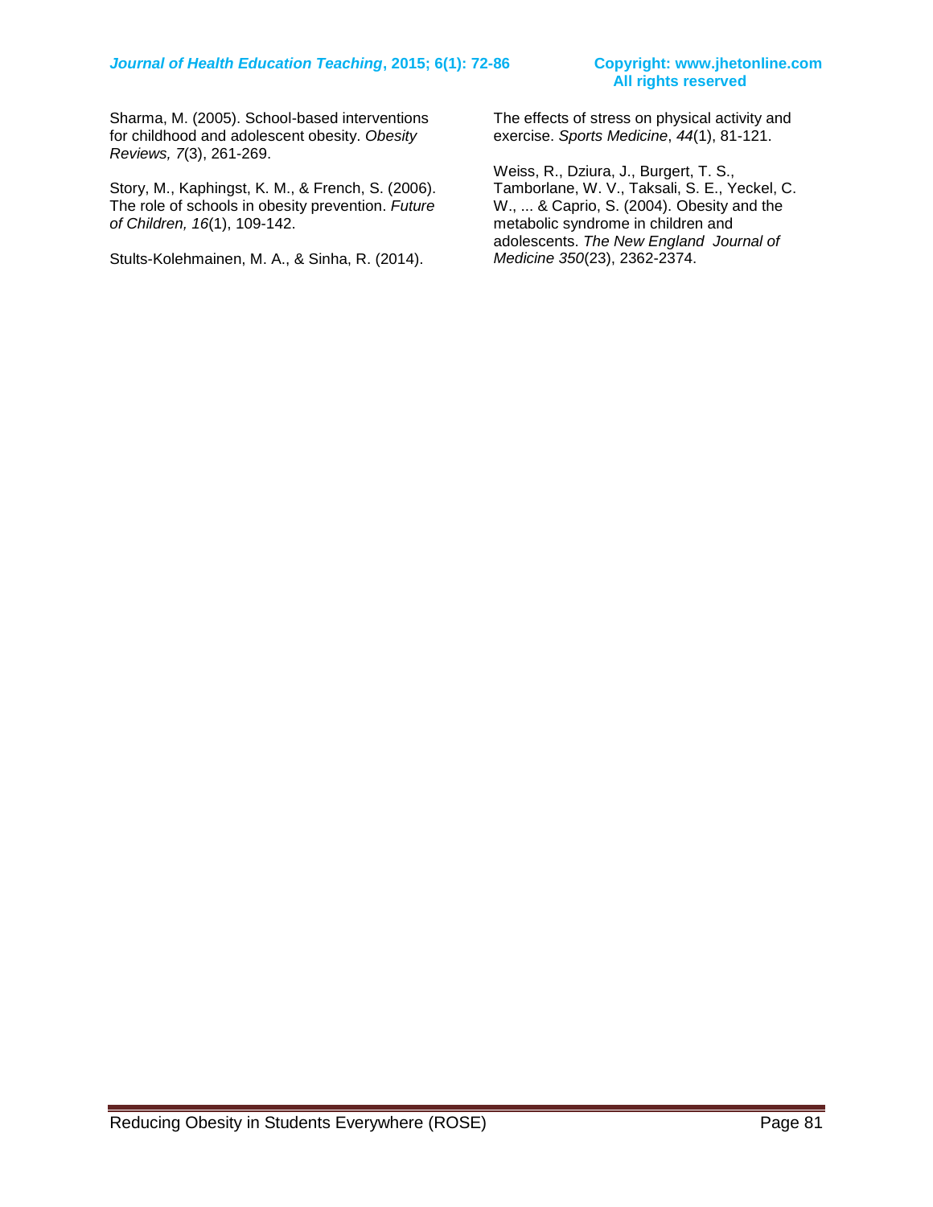Sharma, M. (2005). School-based interventions for childhood and adolescent obesity. *Obesity Reviews, 7*(3), 261-269.

Story, M., Kaphingst, K. M., & French, S. (2006). The role of schools in obesity prevention. *Future of Children, 16*(1), 109-142.

Stults-Kolehmainen, M. A., & Sinha, R. (2014). The effects of stress on physical activity and exercise. *Sports Medicine*, *44*(1), 81-121.

Weiss, R., Dziura, J., Burgert, T. S., Tamborlane, W. V., Taksali, S. E., Yeckel, C. W., ... & Caprio, S. (2004). Obesity and the metabolic syndrome in children and adolescents. *The New England Journal of Medicine 350*(23), 2362-2374.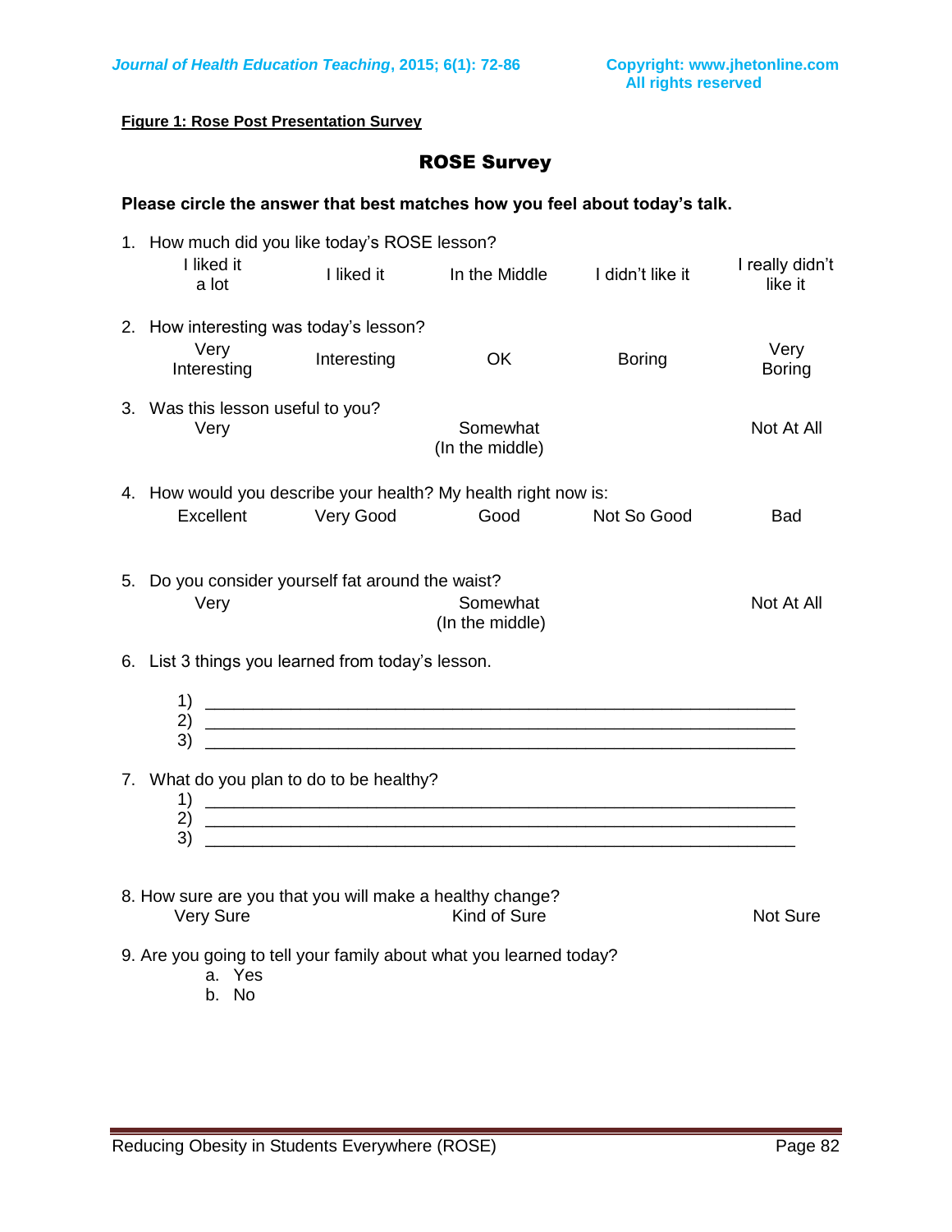**Figure 1: Rose Post Presentation Survey**

## ROSE Survey

**Please circle the answer that best matches how you feel about today's talk.**

1. How much did you like today's ROSE lesson?

   I liked it a lot &nbsp;&nbsp;&nbsp; I liked it &nbsp;&nbsp;&nbsp; In the Middle &nbsp;&nbsp;&nbsp; I didn't like it &nbsp;&nbsp;&nbsp; I really didn't like it

2. How interesting was today's lesson?

   Very Interesting &nbsp;&nbsp;&nbsp; Interesting &nbsp;&nbsp;&nbsp; OK &nbsp;&nbsp;&nbsp; Boring &nbsp;&nbsp;&nbsp; Very Boring

3. Was this lesson useful to you?

   Very &nbsp;&nbsp;&nbsp; Somewhat (In the middle) &nbsp;&nbsp;&nbsp; Not At All

4. How would you describe your health? My health right now is:

   Excellent &nbsp;&nbsp;&nbsp; Very Good &nbsp;&nbsp;&nbsp; Good &nbsp;&nbsp;&nbsp; Not So Good &nbsp;&nbsp;&nbsp; Bad

5. Do you consider yourself fat around the waist?

   Very &nbsp;&nbsp;&nbsp; Somewhat (In the middle) &nbsp;&nbsp;&nbsp; Not At All

6. List 3 things you learned from today's lesson.

   1) ____________________________________________
   2) ____________________________________________
   3) ____________________________________________

7. What do you plan to do to be healthy?

   1) ____________________________________________
   2) ____________________________________________
   3) ____________________________________________

8. How sure are you that you will make a healthy change?

   Very Sure &nbsp;&nbsp;&nbsp; Kind of Sure &nbsp;&nbsp;&nbsp; Not Sure

9. Are you going to tell your family about what you learned today?

   a. Yes
   b. No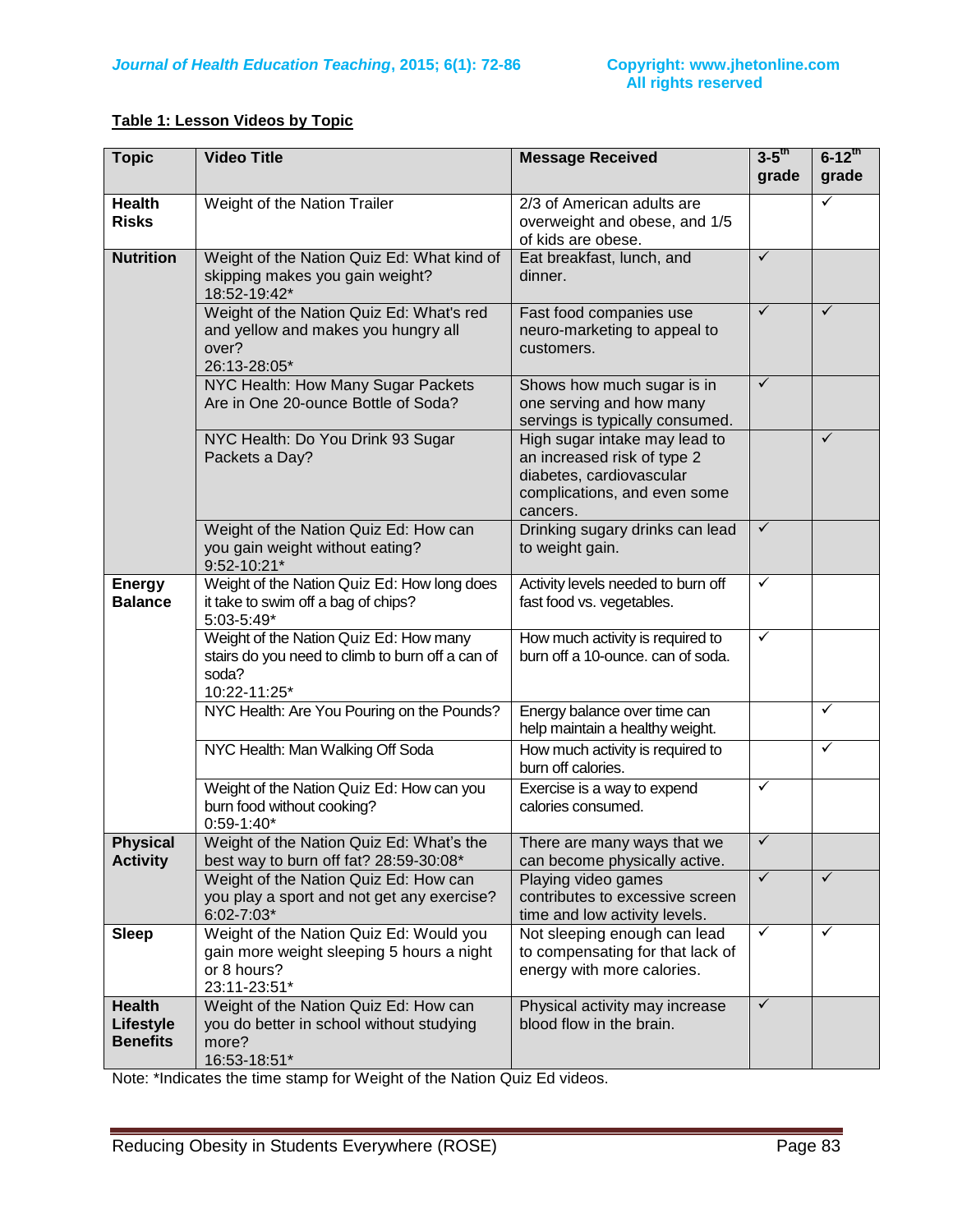**Table 1: Lesson Videos by Topic**

| Topic | Video Title | Message Received | 3-5th grade | 6-12th grade |
|---|---|---|---|---|
| **Health Risks** | Weight of the Nation Trailer | 2/3 of American adults are overweight and obese, and 1/5 of kids are obese. | | ✓ |
| **Nutrition** | Weight of the Nation Quiz Ed: What kind of skipping makes you gain weight? 18:52-19:42* | Eat breakfast, lunch, and dinner. | ✓ | |
| | Weight of the Nation Quiz Ed: What's red and yellow and makes you hungry all over? 26:13-28:05* | Fast food companies use neuro-marketing to appeal to customers. | ✓ | ✓ |
| | NYC Health: How Many Sugar Packets Are in One 20-ounce Bottle of Soda? | Shows how much sugar is in one serving and how many servings is typically consumed. | ✓ | |
| | NYC Health: Do You Drink 93 Sugar Packets a Day? | High sugar intake may lead to an increased risk of type 2 diabetes, cardiovascular complications, and even some cancers. | | ✓ |
| | Weight of the Nation Quiz Ed: How can you gain weight without eating? 9:52-10:21* | Drinking sugary drinks can lead to weight gain. | ✓ | |
| **Energy Balance** | Weight of the Nation Quiz Ed: How long does it take to swim off a bag of chips? 5:03-5:49* | Activity levels needed to burn off fast food vs. vegetables. | ✓ | |
| | Weight of the Nation Quiz Ed: How many stairs do you need to climb to burn off a can of soda? 10:22-11:25* | How much activity is required to burn off a 10-ounce. can of soda. | ✓ | |
| | NYC Health: Are You Pouring on the Pounds? | Energy balance over time can help maintain a healthy weight. | | ✓ |
| | NYC Health: Man Walking Off Soda | How much activity is required to burn off calories. | | ✓ |
| | Weight of the Nation Quiz Ed: How can you burn food without cooking? 0:59-1:40* | Exercise is a way to expend calories consumed. | ✓ | |
| **Physical Activity** | Weight of the Nation Quiz Ed: What's the best way to burn off fat? 28:59-30:08* | There are many ways that we can become physically active. | ✓ | |
| | Weight of the Nation Quiz Ed: How can you play a sport and not get any exercise? 6:02-7:03* | Playing video games contributes to excessive screen time and low activity levels. | ✓ | ✓ |
| **Sleep** | Weight of the Nation Quiz Ed: Would you gain more weight sleeping 5 hours a night or 8 hours? 23:11-23:51* | Not sleeping enough can lead to compensating for that lack of energy with more calories. | ✓ | ✓ |
| **Health Lifestyle Benefits** | Weight of the Nation Quiz Ed: How can you do better in school without studying more? 16:53-18:51* | Physical activity may increase blood flow in the brain. | ✓ | |

Note: *Indicates the time stamp for Weight of the Nation Quiz Ed videos.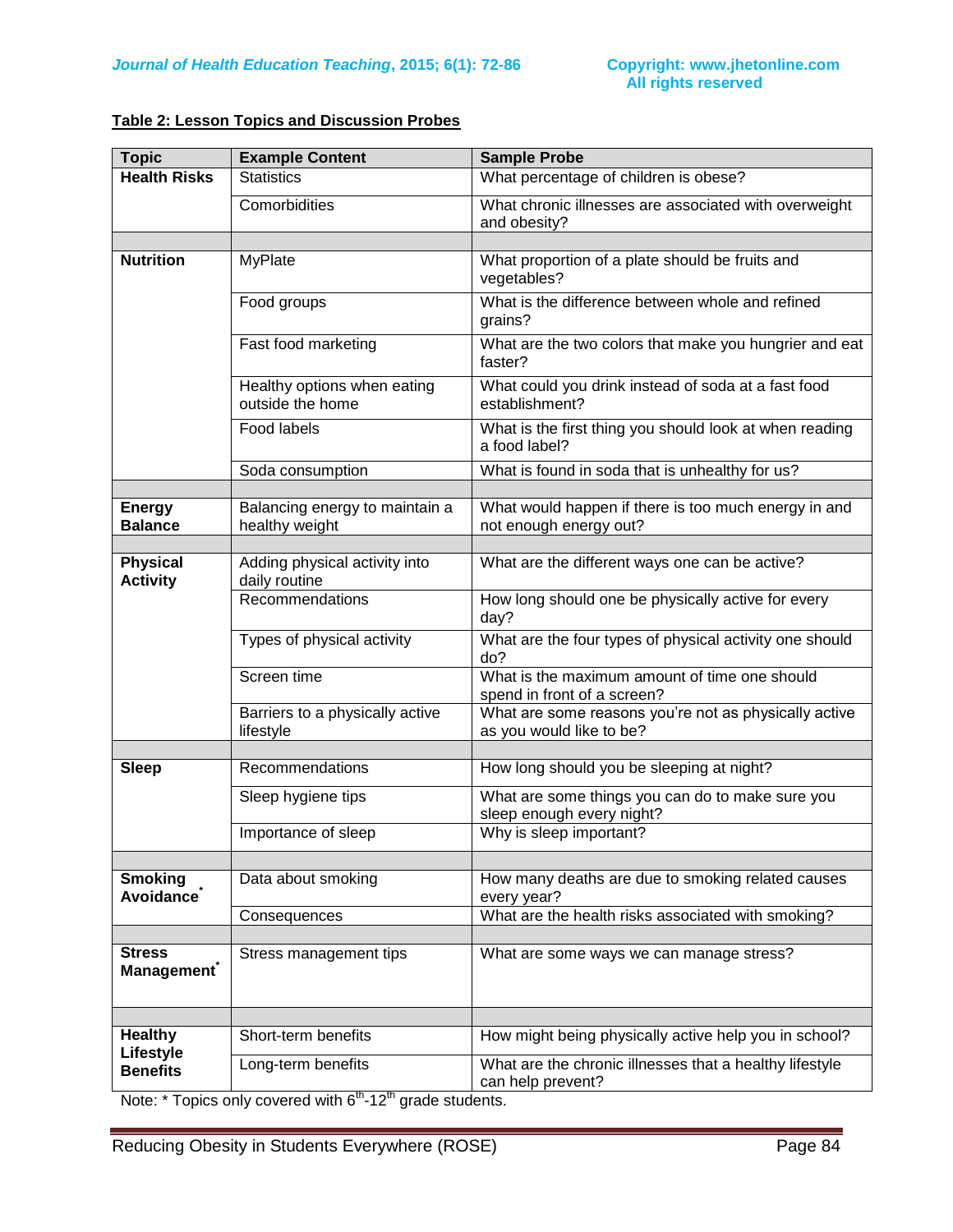**Table 2: Lesson Topics and Discussion Probes**

| Topic | Example Content | Sample Probe |
|---|---|---|
| **Health Risks** | Statistics | What percentage of children is obese? |
| | Comorbidities | What chronic illnesses are associated with overweight and obesity? |
| | | |
| **Nutrition** | MyPlate | What proportion of a plate should be fruits and vegetables? |
| | Food groups | What is the difference between whole and refined grains? |
| | Fast food marketing | What are the two colors that make you hungrier and eat faster? |
| | Healthy options when eating outside the home | What could you drink instead of soda at a fast food establishment? |
| | Food labels | What is the first thing you should look at when reading a food label? |
| | Soda consumption | What is found in soda that is unhealthy for us? |
| | | |
| **Energy Balance** | Balancing energy to maintain a healthy weight | What would happen if there is too much energy in and not enough energy out? |
| | | |
| **Physical Activity** | Adding physical activity into daily routine | What are the different ways one can be active? |
| | Recommendations | How long should one be physically active for every day? |
| | Types of physical activity | What are the four types of physical activity one should do? |
| | Screen time | What is the maximum amount of time one should spend in front of a screen? |
| | Barriers to a physically active lifestyle | What are some reasons you're not as physically active as you would like to be? |
| | | |
| **Sleep** | Recommendations | How long should you be sleeping at night? |
| | Sleep hygiene tips | What are some things you can do to make sure you sleep enough every night? |
| | Importance of sleep | Why is sleep important? |
| | | |
| **Smoking Avoidance*** | Data about smoking | How many deaths are due to smoking related causes every year? |
| | Consequences | What are the health risks associated with smoking? |
| | | |
| **Stress Management*** | Stress management tips | What are some ways we can manage stress? |
| | | |
| **Healthy Lifestyle Benefits** | Short-term benefits | How might being physically active help you in school? |
| | Long-term benefits | What are the chronic illnesses that a healthy lifestyle can help prevent? |

Note: * Topics only covered with 6th-12th grade students.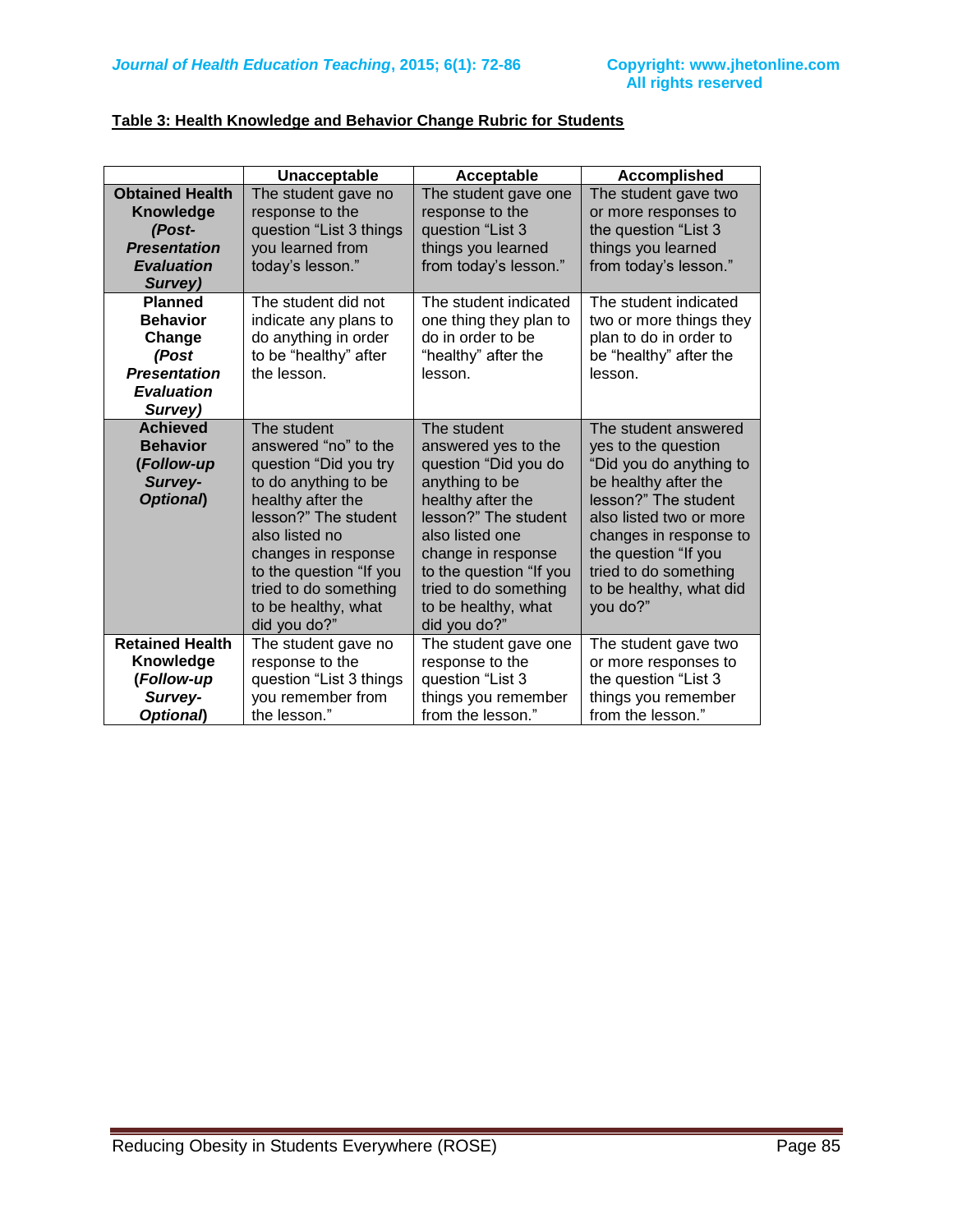**Table 3: Health Knowledge and Behavior Change Rubric for Students**

| | Unacceptable | Acceptable | Accomplished |
|---|---|---|---|
| **Obtained Health Knowledge *(Post-Presentation Evaluation Survey)*** | The student gave no response to the question "List 3 things you learned from today's lesson." | The student gave one response to the question "List 3 things you learned from today's lesson." | The student gave two or more responses to the question "List 3 things you learned from today's lesson." |
| **Planned Behavior Change *(Post Presentation Evaluation Survey)*** | The student did not indicate any plans to do anything in order to be "healthy" after the lesson. | The student indicated one thing they plan to do in order to be "healthy" after the lesson. | The student indicated two or more things they plan to do in order to be "healthy" after the lesson. |
| **Achieved Behavior (*Follow-up Survey-Optional*)** | The student answered "no" to the question "Did you try to do anything to be healthy after the lesson?" The student also listed no changes in response to the question "If you tried to do something to be healthy, what did you do?" | The student answered yes to the question "Did you do anything to be healthy after the lesson?" The student also listed one change in response to the question "If you tried to do something to be healthy, what did you do?" | The student answered yes to the question "Did you do anything to be healthy after the lesson?" The student also listed two or more changes in response to the question "If you tried to do something to be healthy, what did you do?" |
| **Retained Health Knowledge (*Follow-up Survey-Optional*)** | The student gave no response to the question "List 3 things you remember from the lesson." | The student gave one response to the question "List 3 things you remember from the lesson." | The student gave two or more responses to the question "List 3 things you remember from the lesson." |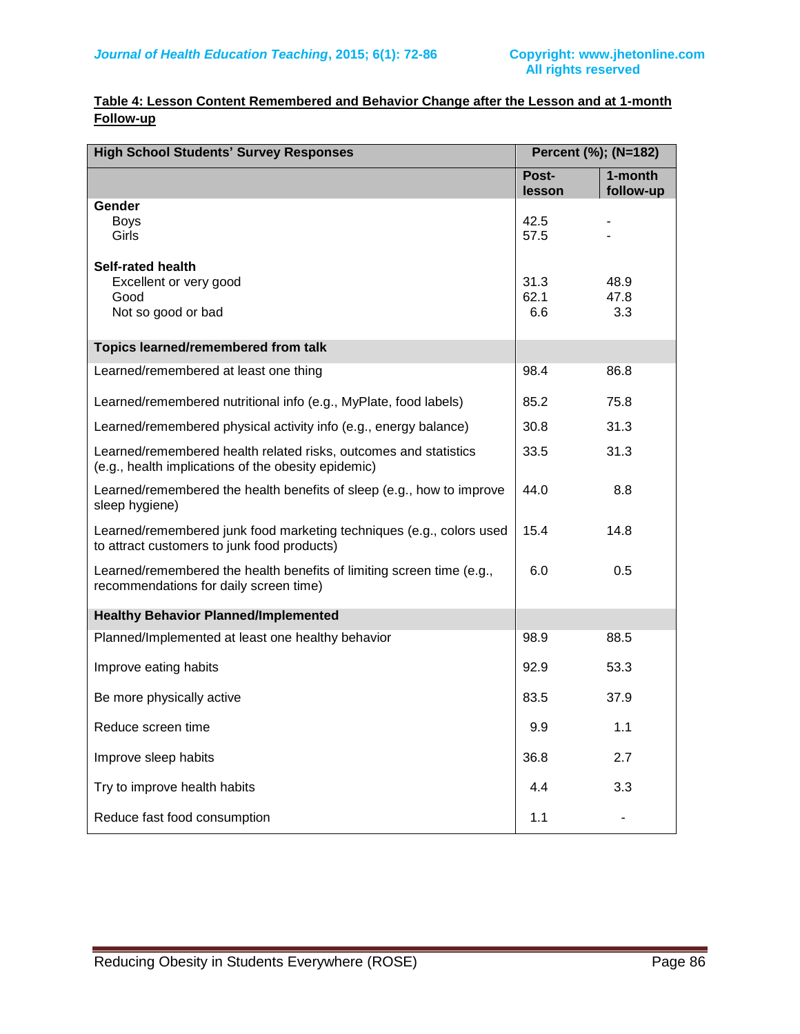**Table 4: Lesson Content Remembered and Behavior Change after the Lesson and at 1-month Follow-up**

| High School Students' Survey Responses | Percent (%); (N=182) | |
|---|---|---|
| | Post-lesson | 1-month follow-up |
| **Gender** | | |
| Boys | 42.5 | - |
| Girls | 57.5 | - |
| **Self-rated health** | | |
| Excellent or very good | 31.3 | 48.9 |
| Good | 62.1 | 47.8 |
| Not so good or bad | 6.6 | 3.3 |
| **Topics learned/remembered from talk** | | |
| Learned/remembered at least one thing | 98.4 | 86.8 |
| Learned/remembered nutritional info (e.g., MyPlate, food labels) | 85.2 | 75.8 |
| Learned/remembered physical activity info (e.g., energy balance) | 30.8 | 31.3 |
| Learned/remembered health related risks, outcomes and statistics (e.g., health implications of the obesity epidemic) | 33.5 | 31.3 |
| Learned/remembered the health benefits of sleep (e.g., how to improve sleep hygiene) | 44.0 | 8.8 |
| Learned/remembered junk food marketing techniques (e.g., colors used to attract customers to junk food products) | 15.4 | 14.8 |
| Learned/remembered the health benefits of limiting screen time (e.g., recommendations for daily screen time) | 6.0 | 0.5 |
| **Healthy Behavior Planned/Implemented** | | |
| Planned/Implemented at least one healthy behavior | 98.9 | 88.5 |
| Improve eating habits | 92.9 | 53.3 |
| Be more physically active | 83.5 | 37.9 |
| Reduce screen time | 9.9 | 1.1 |
| Improve sleep habits | 36.8 | 2.7 |
| Try to improve health habits | 4.4 | 3.3 |
| Reduce fast food consumption | 1.1 | - |